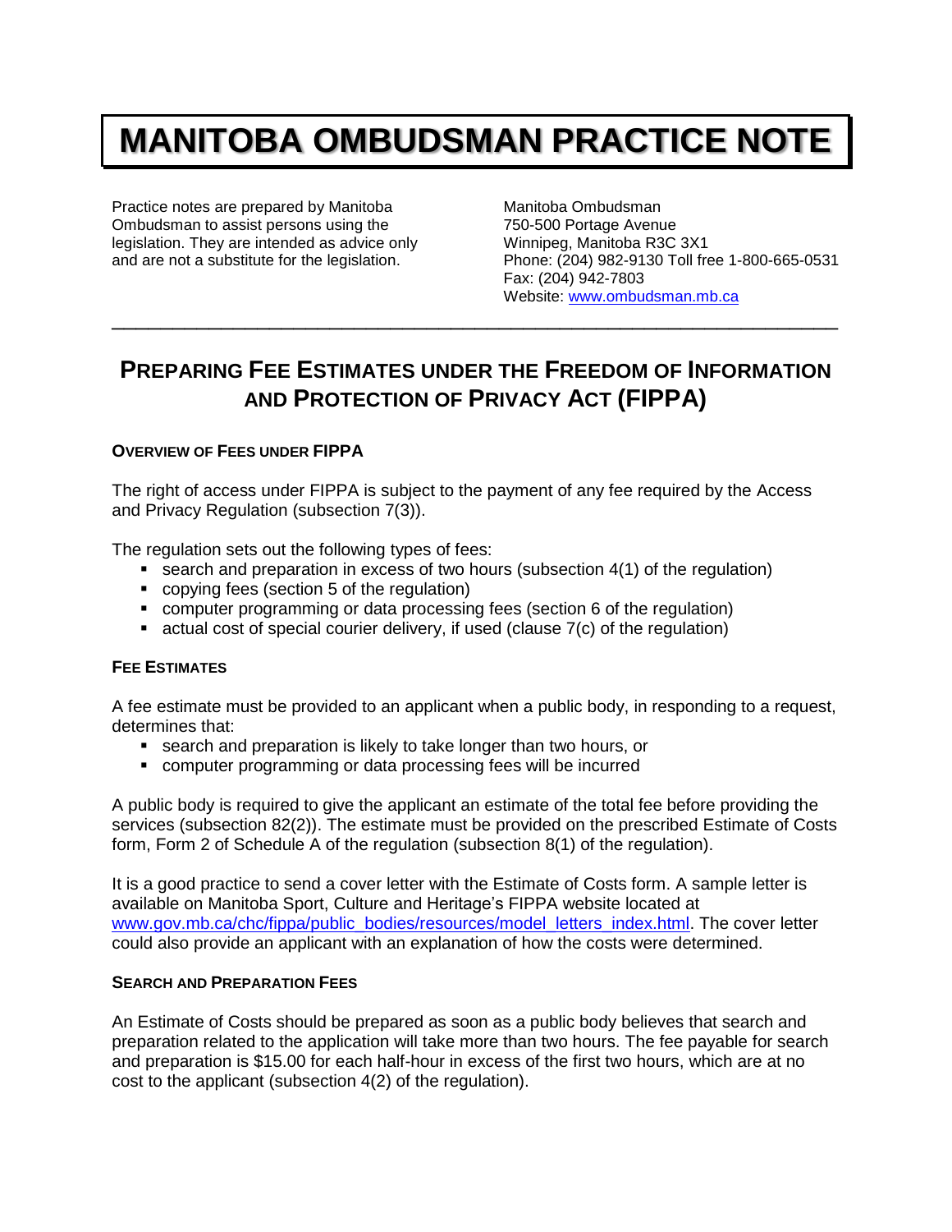# MANITOBA OMBUDSMAN PRACTICE NOTE

Practice notes are prepared by Manitoba Ombudsman to assist persons using the legislation. They are intended as advice only and are not a substitute for the legislation.

Manitoba Ombudsman
750-500 Portage Avenue
Winnipeg, Manitoba R3C 3X1
Phone: (204) 982-9130 Toll free 1-800-665-0531
Fax: (204) 942-7803
Website: [www.ombudsman.mb.ca](http://www.ombudsman.mb.ca)

---

## PREPARING FEE ESTIMATES UNDER THE FREEDOM OF INFORMATION AND PROTECTION OF PRIVACY ACT (FIPPA)

### OVERVIEW OF FEES UNDER FIPPA

The right of access under FIPPA is subject to the payment of any fee required by the Access and Privacy Regulation (subsection 7(3)).

The regulation sets out the following types of fees:

- search and preparation in excess of two hours (subsection 4(1) of the regulation)
- copying fees (section 5 of the regulation)
- computer programming or data processing fees (section 6 of the regulation)
- actual cost of special courier delivery, if used (clause 7(c) of the regulation)

### FEE ESTIMATES

A fee estimate must be provided to an applicant when a public body, in responding to a request, determines that:

- search and preparation is likely to take longer than two hours, or
- computer programming or data processing fees will be incurred

A public body is required to give the applicant an estimate of the total fee before providing the services (subsection 82(2)). The estimate must be provided on the prescribed Estimate of Costs form, Form 2 of Schedule A of the regulation (subsection 8(1) of the regulation).

It is a good practice to send a cover letter with the Estimate of Costs form. A sample letter is available on Manitoba Sport, Culture and Heritage's FIPPA website located at [www.gov.mb.ca/chc/fippa/public_bodies/resources/model_letters_index.html](http://www.gov.mb.ca/chc/fippa/public_bodies/resources/model_letters_index.html). The cover letter could also provide an applicant with an explanation of how the costs were determined.

### SEARCH AND PREPARATION FEES

An Estimate of Costs should be prepared as soon as a public body believes that search and preparation related to the application will take more than two hours. The fee payable for search and preparation is $15.00 for each half-hour in excess of the first two hours, which are at no cost to the applicant (subsection 4(2) of the regulation).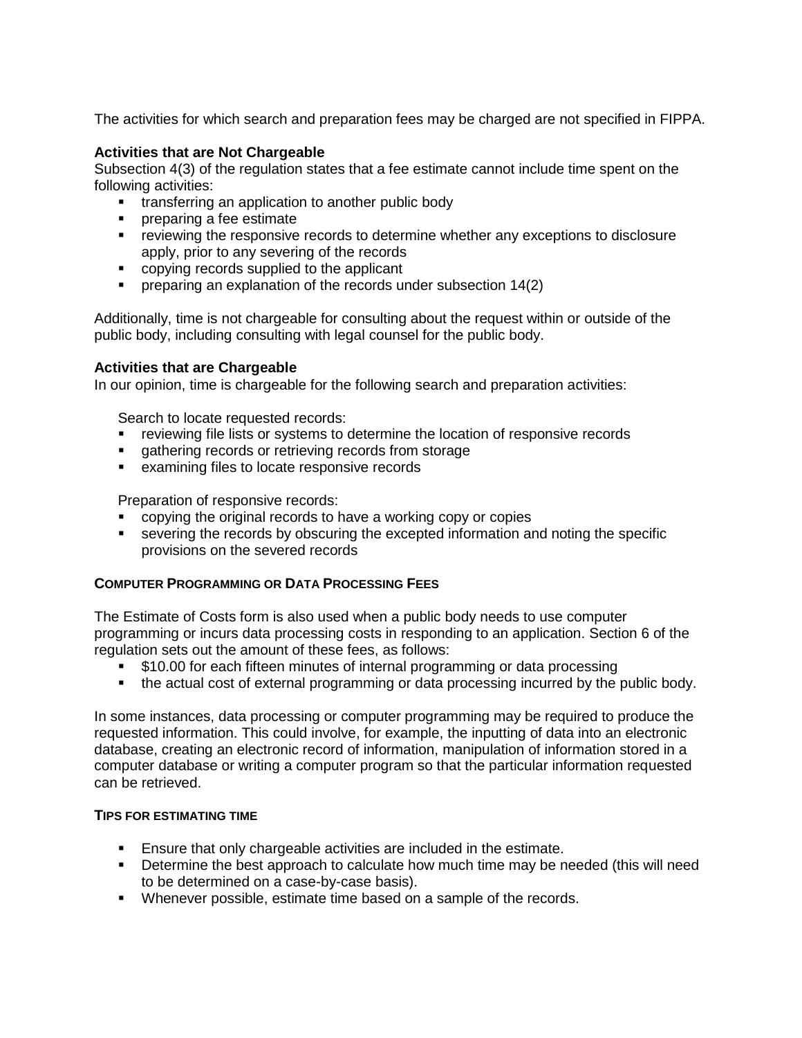The activities for which search and preparation fees may be charged are not specified in FIPPA.

**Activities that are Not Chargeable**

Subsection 4(3) of the regulation states that a fee estimate cannot include time spent on the following activities:

- transferring an application to another public body
- preparing a fee estimate
- reviewing the responsive records to determine whether any exceptions to disclosure apply, prior to any severing of the records
- copying records supplied to the applicant
- preparing an explanation of the records under subsection 14(2)

Additionally, time is not chargeable for consulting about the request within or outside of the public body, including consulting with legal counsel for the public body.

**Activities that are Chargeable**

In our opinion, time is chargeable for the following search and preparation activities:

Search to locate requested records:

- reviewing file lists or systems to determine the location of responsive records
- gathering records or retrieving records from storage
- examining files to locate responsive records

Preparation of responsive records:

- copying the original records to have a working copy or copies
- severing the records by obscuring the excepted information and noting the specific provisions on the severed records

#### COMPUTER PROGRAMMING OR DATA PROCESSING FEES

The Estimate of Costs form is also used when a public body needs to use computer programming or incurs data processing costs in responding to an application. Section 6 of the regulation sets out the amount of these fees, as follows:

- $10.00 for each fifteen minutes of internal programming or data processing
- the actual cost of external programming or data processing incurred by the public body.

In some instances, data processing or computer programming may be required to produce the requested information. This could involve, for example, the inputting of data into an electronic database, creating an electronic record of information, manipulation of information stored in a computer database or writing a computer program so that the particular information requested can be retrieved.

#### TIPS FOR ESTIMATING TIME

- Ensure that only chargeable activities are included in the estimate.
- Determine the best approach to calculate how much time may be needed (this will need to be determined on a case-by-case basis).
- Whenever possible, estimate time based on a sample of the records.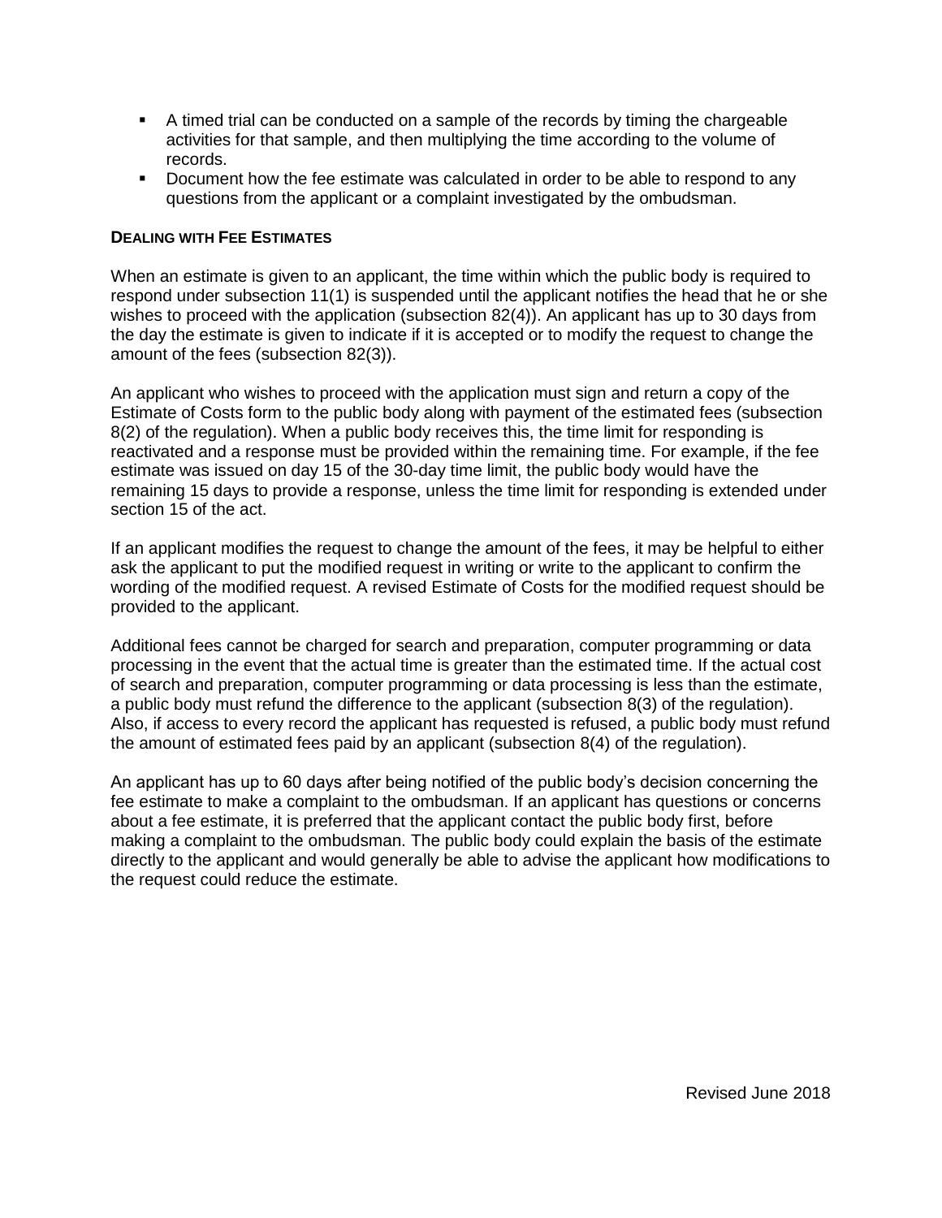- A timed trial can be conducted on a sample of the records by timing the chargeable activities for that sample, and then multiplying the time according to the volume of records.
- Document how the fee estimate was calculated in order to be able to respond to any questions from the applicant or a complaint investigated by the ombudsman.

**DEALING WITH FEE ESTIMATES**

When an estimate is given to an applicant, the time within which the public body is required to respond under subsection 11(1) is suspended until the applicant notifies the head that he or she wishes to proceed with the application (subsection 82(4)). An applicant has up to 30 days from the day the estimate is given to indicate if it is accepted or to modify the request to change the amount of the fees (subsection 82(3)).

An applicant who wishes to proceed with the application must sign and return a copy of the Estimate of Costs form to the public body along with payment of the estimated fees (subsection 8(2) of the regulation). When a public body receives this, the time limit for responding is reactivated and a response must be provided within the remaining time. For example, if the fee estimate was issued on day 15 of the 30-day time limit, the public body would have the remaining 15 days to provide a response, unless the time limit for responding is extended under section 15 of the act.

If an applicant modifies the request to change the amount of the fees, it may be helpful to either ask the applicant to put the modified request in writing or write to the applicant to confirm the wording of the modified request. A revised Estimate of Costs for the modified request should be provided to the applicant.

Additional fees cannot be charged for search and preparation, computer programming or data processing in the event that the actual time is greater than the estimated time. If the actual cost of search and preparation, computer programming or data processing is less than the estimate, a public body must refund the difference to the applicant (subsection 8(3) of the regulation). Also, if access to every record the applicant has requested is refused, a public body must refund the amount of estimated fees paid by an applicant (subsection 8(4) of the regulation).

An applicant has up to 60 days after being notified of the public body's decision concerning the fee estimate to make a complaint to the ombudsman. If an applicant has questions or concerns about a fee estimate, it is preferred that the applicant contact the public body first, before making a complaint to the ombudsman. The public body could explain the basis of the estimate directly to the applicant and would generally be able to advise the applicant how modifications to the request could reduce the estimate.

Revised June 2018